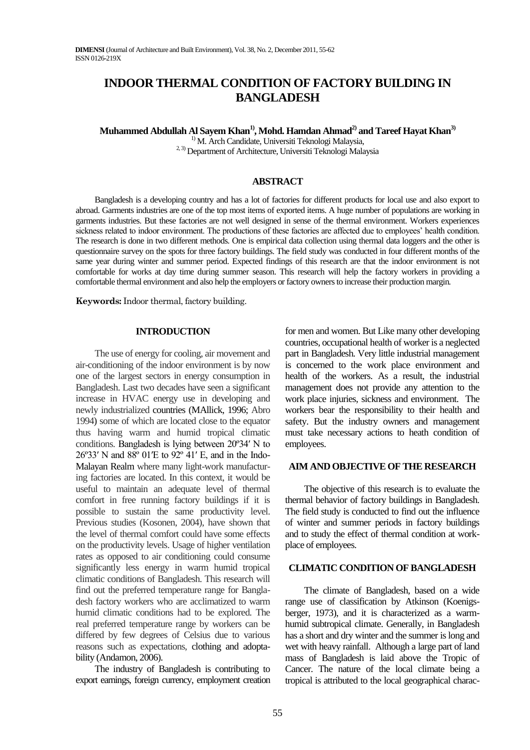# INDOOR THERMAL CONDITION OF FACTORY BUILDING IN BANGLADESH

**Muhammed Abdullah Al Sayem Khan[1], Mohd. Hamdan Ahmad[2] and Tareef Hayat Khan[3]**

[1] M. Arch Candidate, Universiti Teknologi Malaysia,
[2, 3] Department of Architecture, Universiti Teknologi Malaysia

## ABSTRACT

Bangladesh is a developing country and has a lot of factories for different products for local use and also export to abroad. Garments industries are one of the top most items of exported items. A huge number of populations are working in garments industries. But these factories are not well designed in sense of the thermal environment. Workers experiences sickness related to indoor environment. The productions of these factories are affected due to employees' health condition. The research is done in two different methods. One is empirical data collection using thermal data loggers and the other is questionnaire survey on the spots for three factory buildings. The field study was conducted in four different months of the same year during winter and summer period. Expected findings of this research are that the indoor environment is not comfortable for works at day time during summer season. This research will help the factory workers in providing a comfortable thermal environment and also help the employers or factory owners to increase their production margin.

**Keywords:** Indoor thermal, factory building.

## INTRODUCTION

The use of energy for cooling, air movement and air-conditioning of the indoor environment is by now one of the largest sectors in energy consumption in Bangladesh. Last two decades have seen a significant increase in HVAC energy use in developing and newly industrialized countries (MAllick, 1996; Abro 1994) some of which are located close to the equator thus having warm and humid tropical climatic conditions. Bangladesh is lying between 20º34′ N to 26º33′ N and 88º 01′E to 92º 41′ E, and in the Indo-Malayan Realm where many light-work manufacturing factories are located. In this context, it would be useful to maintain an adequate level of thermal comfort in free running factory buildings if it is possible to sustain the same productivity level. Previous studies (Kosonen, 2004), have shown that the level of thermal comfort could have some effects on the productivity levels. Usage of higher ventilation rates as opposed to air conditioning could consume significantly less energy in warm humid tropical climatic conditions of Bangladesh. This research will find out the preferred temperature range for Bangladesh factory workers who are acclimatized to warm humid climatic conditions had to be explored. The real preferred temperature range by workers can be differed by few degrees of Celsius due to various reasons such as expectations, clothing and adoptability (Andamon, 2006).

The industry of Bangladesh is contributing to export earnings, foreign currency, employment creation for men and women. But Like many other developing countries, occupational health of worker is a neglected part in Bangladesh. Very little industrial management is concerned to the work place environment and health of the workers. As a result, the industrial management does not provide any attention to the work place injuries, sickness and environment. The workers bear the responsibility to their health and safety. But the industry owners and management must take necessary actions to heath condition of employees.

## AIM AND OBJECTIVE OF THE RESEARCH

The objective of this research is to evaluate the thermal behavior of factory buildings in Bangladesh. The field study is conducted to find out the influence of winter and summer periods in factory buildings and to study the effect of thermal condition at work-place of employees.

## CLIMATIC CONDITION OF BANGLADESH

The climate of Bangladesh, based on a wide range use of classification by Atkinson (Koenigsberger, 1973), and it is characterized as a warm-humid subtropical climate. Generally, in Bangladesh has a short and dry winter and the summer is long and wet with heavy rainfall. Although a large part of land mass of Bangladesh is laid above the Tropic of Cancer. The nature of the local climate being a tropical is attributed to the local geographical charac-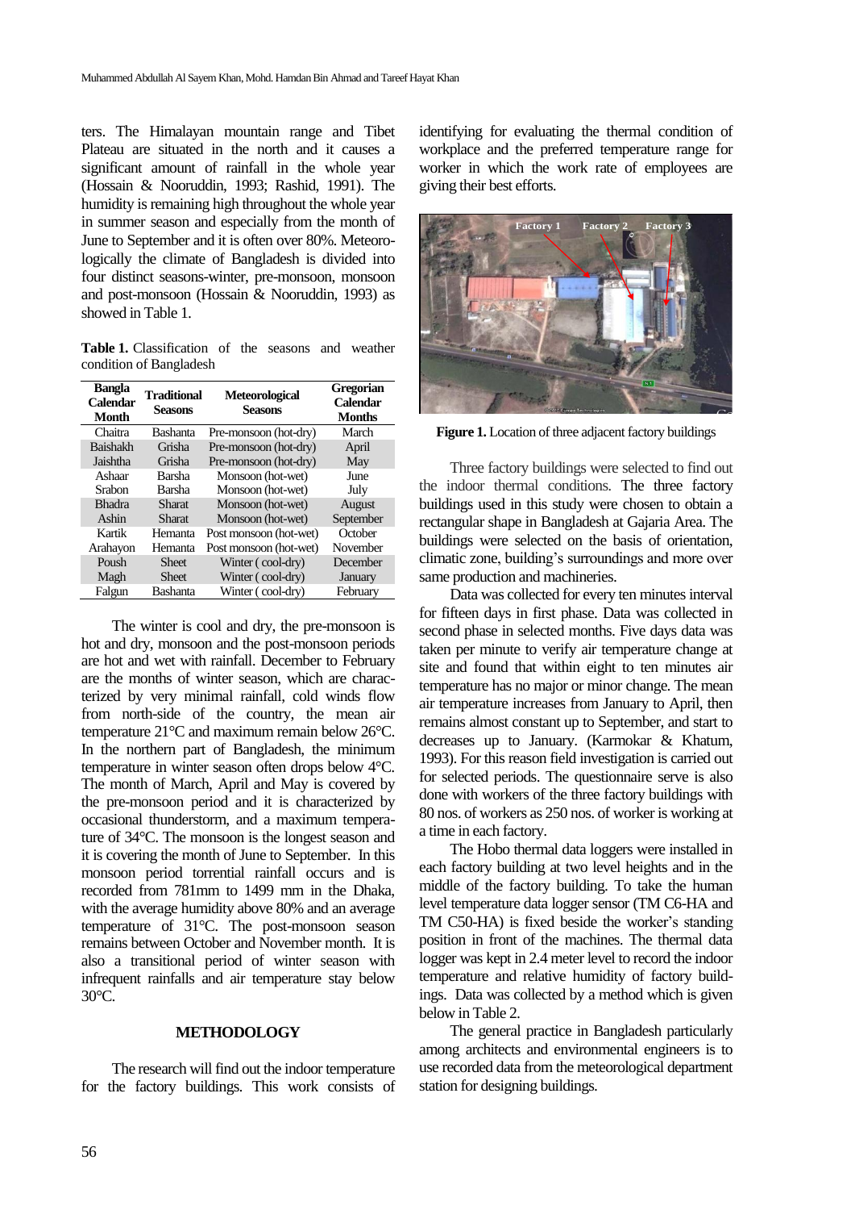ters. The Himalayan mountain range and Tibet Plateau are situated in the north and it causes a significant amount of rainfall in the whole year (Hossain & Nooruddin, 1993; Rashid, 1991). The humidity is remaining high throughout the whole year in summer season and especially from the month of June to September and it is often over 80%. Meteorologically the climate of Bangladesh is divided into four distinct seasons-winter, pre-monsoon, monsoon and post-monsoon (Hossain & Nooruddin, 1993) as showed in Table 1.

**Table 1.** Classification of the seasons and weather condition of Bangladesh

| Bangla Calendar Month | Traditional Seasons | Meteorological Seasons | Gregorian Calendar Months |
|---|---|---|---|
| Chaitra | Bashanta | Pre-monsoon (hot-dry) | March |
| Baishakh | Grisha | Pre-monsoon (hot-dry) | April |
| Jaishtha | Grisha | Pre-monsoon (hot-dry) | May |
| Ashaar | Barsha | Monsoon (hot-wet) | June |
| Srabon | Barsha | Monsoon (hot-wet) | July |
| Bhadra | Sharat | Monsoon (hot-wet) | August |
| Ashin | Sharat | Monsoon (hot-wet) | September |
| Kartik | Hemanta | Post monsoon (hot-wet) | October |
| Arahayon | Hemanta | Post monsoon (hot-wet) | November |
| Poush | Sheet | Winter ( cool-dry) | December |
| Magh | Sheet | Winter ( cool-dry) | January |
| Falgun | Bashanta | Winter ( cool-dry) | February |

The winter is cool and dry, the pre-monsoon is hot and dry, monsoon and the post-monsoon periods are hot and wet with rainfall. December to February are the months of winter season, which are characterized by very minimal rainfall, cold winds flow from north-side of the country, the mean air temperature 21°C and maximum remain below 26°C. In the northern part of Bangladesh, the minimum temperature in winter season often drops below 4°C. The month of March, April and May is covered by the pre-monsoon period and it is characterized by occasional thunderstorm, and a maximum temperature of 34°C. The monsoon is the longest season and it is covering the month of June to September. In this monsoon period torrential rainfall occurs and is recorded from 781mm to 1499 mm in the Dhaka, with the average humidity above 80% and an average temperature of 31°C. The post-monsoon season remains between October and November month. It is also a transitional period of winter season with infrequent rainfalls and air temperature stay below 30°C.

## METHODOLOGY

The research will find out the indoor temperature for the factory buildings. This work consists of identifying for evaluating the thermal condition of workplace and the preferred temperature range for worker in which the work rate of employees are giving their best efforts.

**Figure 1.** Location of three adjacent factory buildings

Three factory buildings were selected to find out the indoor thermal conditions. The three factory buildings used in this study were chosen to obtain a rectangular shape in Bangladesh at Gajaria Area. The buildings were selected on the basis of orientation, climatic zone, building's surroundings and more over same production and machineries.

Data was collected for every ten minutes interval for fifteen days in first phase. Data was collected in second phase in selected months. Five days data was taken per minute to verify air temperature change at site and found that within eight to ten minutes air temperature has no major or minor change. The mean air temperature increases from January to April, then remains almost constant up to September, and start to decreases up to January. (Karmokar & Khatum, 1993). For this reason field investigation is carried out for selected periods. The questionnaire serve is also done with workers of the three factory buildings with 80 nos. of workers as 250 nos. of worker is working at a time in each factory.

The Hobo thermal data loggers were installed in each factory building at two level heights and in the middle of the factory building. To take the human level temperature data logger sensor (TM C6-HA and TM C50-HA) is fixed beside the worker's standing position in front of the machines. The thermal data logger was kept in 2.4 meter level to record the indoor temperature and relative humidity of factory buildings. Data was collected by a method which is given below in Table 2.

The general practice in Bangladesh particularly among architects and environmental engineers is to use recorded data from the meteorological department station for designing buildings.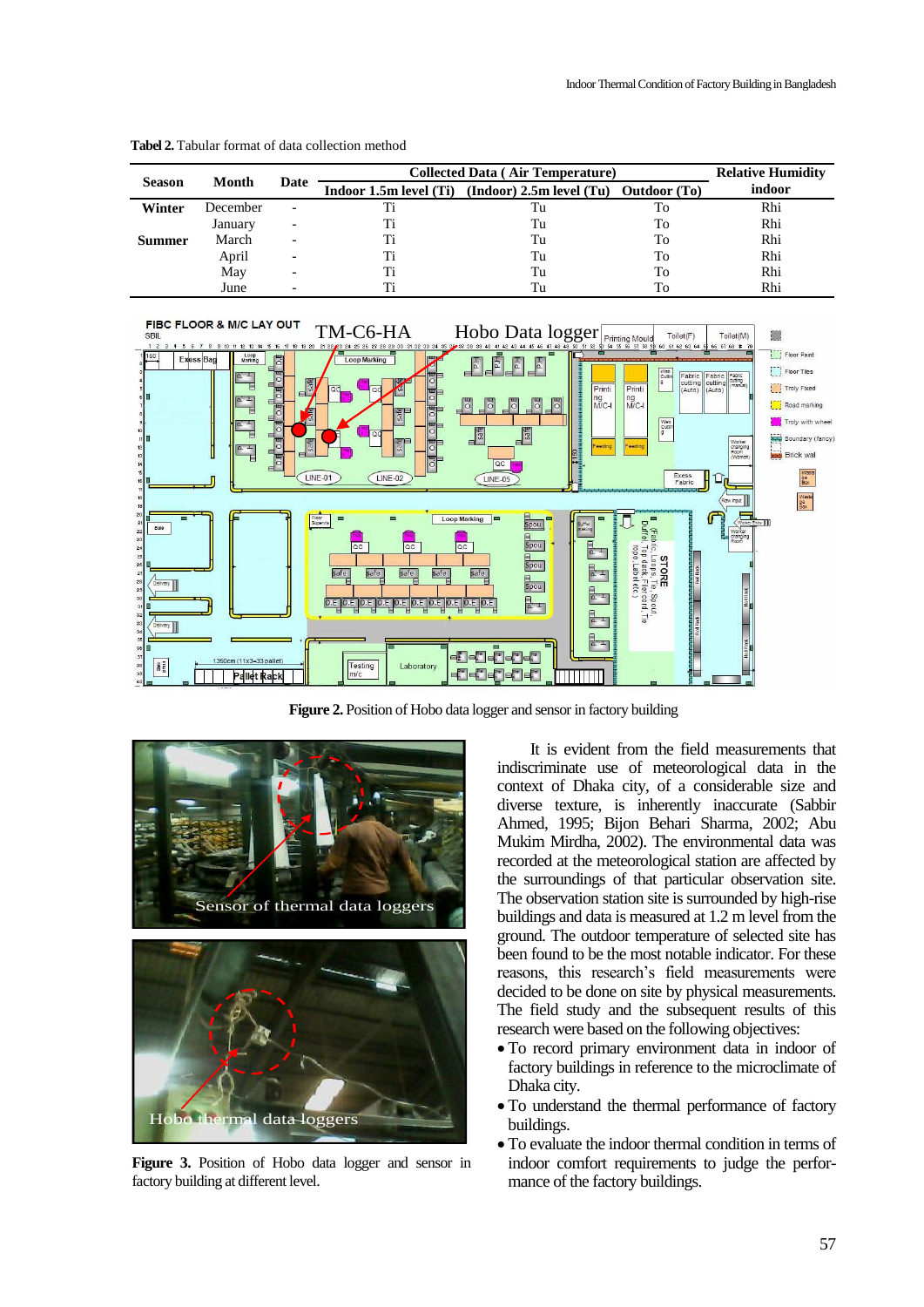**Tabel 2.** Tabular format of data collection method

| Season | Month | Date | Collected Data ( Air Temperature) | | | Relative Humidity indoor |
|---|---|---|---|---|---|---|
| | | | Indoor 1.5m level (Ti) | (Indoor) 2.5m level (Tu) | Outdoor (To) | |
| Winter | December | - | Ti | Tu | To | Rhi |
| | January | - | Ti | Tu | To | Rhi |
| Summer | March | - | Ti | Tu | To | Rhi |
| | April | - | Ti | Tu | To | Rhi |
| | May | - | Ti | Tu | To | Rhi |
| | June | - | Ti | Tu | To | Rhi |

**Figure 2.** Position of Hobo data logger and sensor in factory building

**Figure 3.** Position of Hobo data logger and sensor in factory building at different level.

It is evident from the field measurements that indiscriminate use of meteorological data in the context of Dhaka city, of a considerable size and diverse texture, is inherently inaccurate (Sabbir Ahmed, 1995; Bijon Behari Sharma, 2002; Abu Mukim Mirdha, 2002). The environmental data was recorded at the meteorological station are affected by the surroundings of that particular observation site. The observation station site is surrounded by high-rise buildings and data is measured at 1.2 m level from the ground. The outdoor temperature of selected site has been found to be the most notable indicator. For these reasons, this research's field measurements were decided to be done on site by physical measurements. The field study and the subsequent results of this research were based on the following objectives:

- To record primary environment data in indoor of factory buildings in reference to the microclimate of Dhaka city.
- To understand the thermal performance of factory buildings.
- To evaluate the indoor thermal condition in terms of indoor comfort requirements to judge the performance of the factory buildings.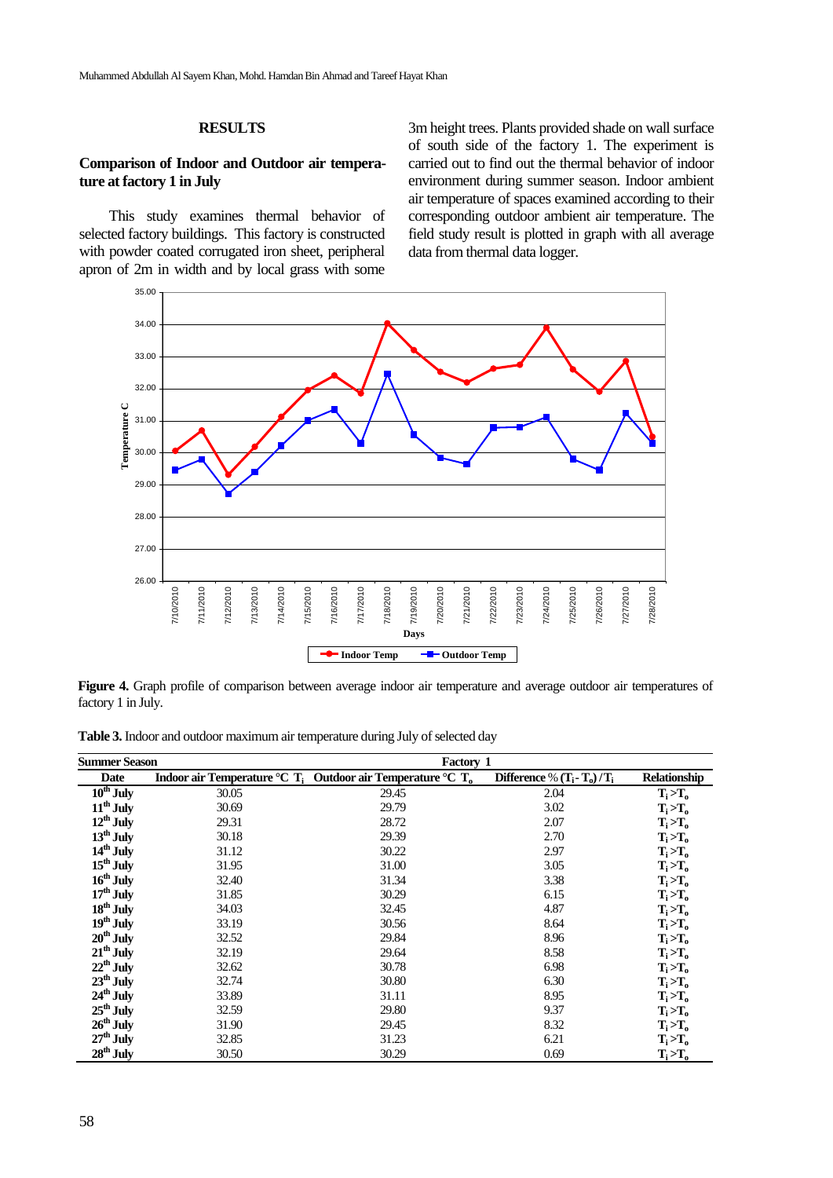## RESULTS

### Comparison of Indoor and Outdoor air temperature at factory 1 in July

This study examines thermal behavior of selected factory buildings. This factory is constructed with powder coated corrugated iron sheet, peripheral apron of 2m in width and by local grass with some 3m height trees. Plants provided shade on wall surface of south side of the factory 1. The experiment is carried out to find out the thermal behavior of indoor environment during summer season. Indoor ambient air temperature of spaces examined according to their corresponding outdoor ambient air temperature. The field study result is plotted in graph with all average data from thermal data logger.

**Figure 4.** Graph profile of comparison between average indoor air temperature and average outdoor air temperatures of factory 1 in July.

**Table 3.** Indoor and outdoor maximum air temperature during July of selected day

| Summer Season | Factory 1 | | | |
|---|---|---|---|---|
| Date | Indoor air Temperature °C $T_i$ | Outdoor air Temperature °C $T_o$ | Difference % $(T_i - T_o)/T_i$ | Relationship |
| 10th July | 30.05 | 29.45 | 2.04 | $T_i > T_o$ |
| 11th July | 30.69 | 29.79 | 3.02 | $T_i > T_o$ |
| 12th July | 29.31 | 28.72 | 2.07 | $T_i > T_o$ |
| 13th July | 30.18 | 29.39 | 2.70 | $T_i > T_o$ |
| 14th July | 31.12 | 30.22 | 2.97 | $T_i > T_o$ |
| 15th July | 31.95 | 31.00 | 3.05 | $T_i > T_o$ |
| 16th July | 32.40 | 31.34 | 3.38 | $T_i > T_o$ |
| 17th July | 31.85 | 30.29 | 6.15 | $T_i > T_o$ |
| 18th July | 34.03 | 32.45 | 4.87 | $T_i > T_o$ |
| 19th July | 33.19 | 30.56 | 8.64 | $T_i > T_o$ |
| 20th July | 32.52 | 29.84 | 8.96 | $T_i > T_o$ |
| 21th July | 32.19 | 29.64 | 8.58 | $T_i > T_o$ |
| 22th July | 32.62 | 30.78 | 6.98 | $T_i > T_o$ |
| 23th July | 32.74 | 30.80 | 6.30 | $T_i > T_o$ |
| 24th July | 33.89 | 31.11 | 8.95 | $T_i > T_o$ |
| 25th July | 32.59 | 29.80 | 9.37 | $T_i > T_o$ |
| 26th July | 31.90 | 29.45 | 8.32 | $T_i > T_o$ |
| 27th July | 32.85 | 31.23 | 6.21 | $T_i > T_o$ |
| 28th July | 30.50 | 30.29 | 0.69 | $T_i > T_o$ |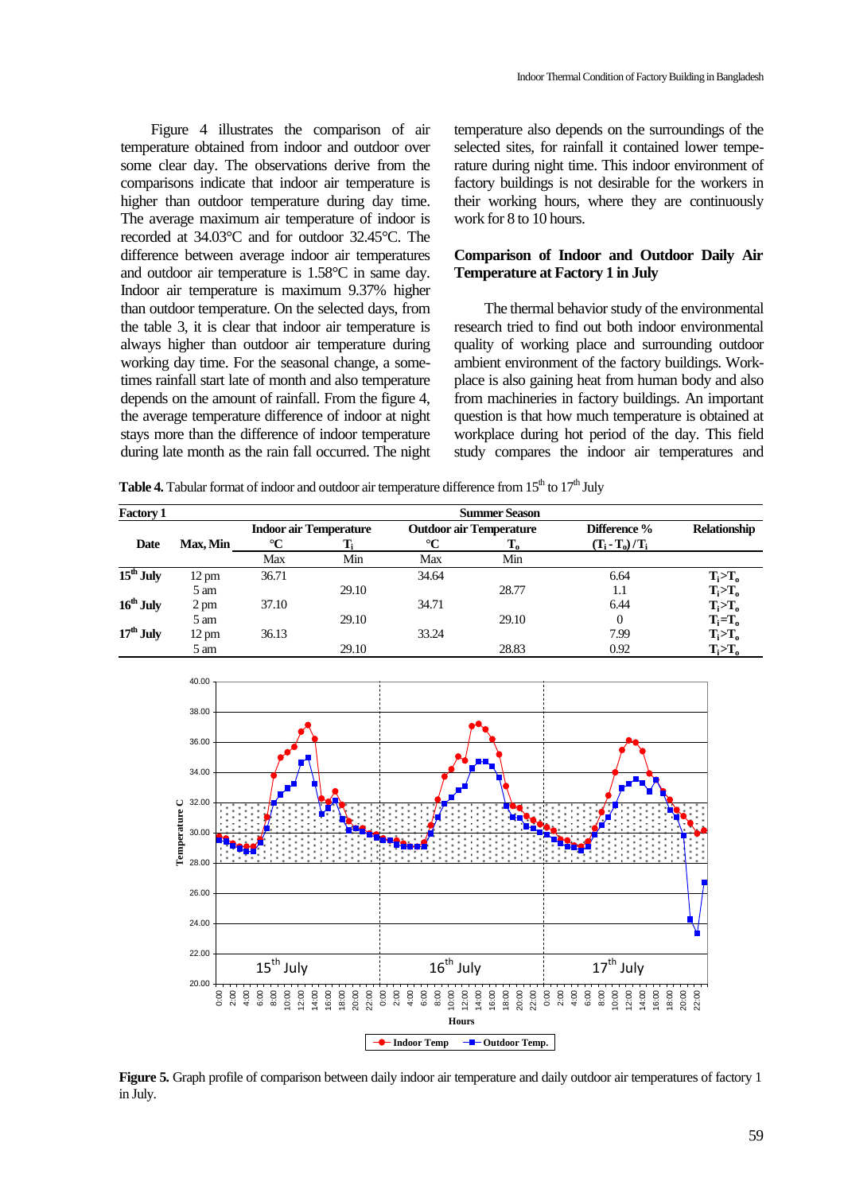Figure 4 illustrates the comparison of air temperature obtained from indoor and outdoor over some clear day. The observations derive from the comparisons indicate that indoor air temperature is higher than outdoor temperature during day time. The average maximum air temperature of indoor is recorded at 34.03°C and for outdoor 32.45°C. The difference between average indoor air temperatures and outdoor air temperature is 1.58°C in same day. Indoor air temperature is maximum 9.37% higher than outdoor temperature. On the selected days, from the table 3, it is clear that indoor air temperature is always higher than outdoor air temperature during working day time. For the seasonal change, a sometimes rainfall start late of month and also temperature depends on the amount of rainfall. From the figure 4, the average temperature difference of indoor at night stays more than the difference of indoor temperature during late month as the rain fall occurred. The night temperature also depends on the surroundings of the selected sites, for rainfall it contained lower temperature during night time. This indoor environment of factory buildings is not desirable for the workers in their working hours, where they are continuously work for 8 to 10 hours.

## Comparison of Indoor and Outdoor Daily Air Temperature at Factory 1 in July

The thermal behavior study of the environmental research tried to find out both indoor environmental quality of working place and surrounding outdoor ambient environment of the factory buildings. Workplace is also gaining heat from human body and also from machineries in factory buildings. An important question is that how much temperature is obtained at workplace during hot period of the day. This field study compares the indoor air temperatures and

**Table 4.** Tabular format of indoor and outdoor air temperature difference from 15th to 17th July

| Factory 1 | | Summer Season | | | | | |
|---|---|---|---|---|---|---|---|
| | | Indoor air Temperature | | Outdoor air Temperature | | Difference % | Relationship |
| Date | Max, Min | °C | $T_i$ | °C | $T_o$ | $(T_i - T_o)/T_i$ | |
| | | Max | Min | Max | Min | | |
| 15th July | 12 pm | 36.71 | | 34.64 | | 6.64 | $T_i > T_o$ |
| | 5 am | | 29.10 | | 28.77 | 1.1 | $T_i > T_o$ |
| 16th July | 2 pm | 37.10 | | 34.71 | | 6.44 | $T_i > T_o$ |
| | 5 am | | 29.10 | | 29.10 | 0 | $T_i = T_o$ |
| 17th July | 12 pm | 36.13 | | 33.24 | | 7.99 | $T_i > T_o$ |
| | 5 am | | 29.10 | | 28.83 | 0.92 | $T_i > T_o$ |

**Figure 5.** Graph profile of comparison between daily indoor air temperature and daily outdoor air temperatures of factory 1 in July.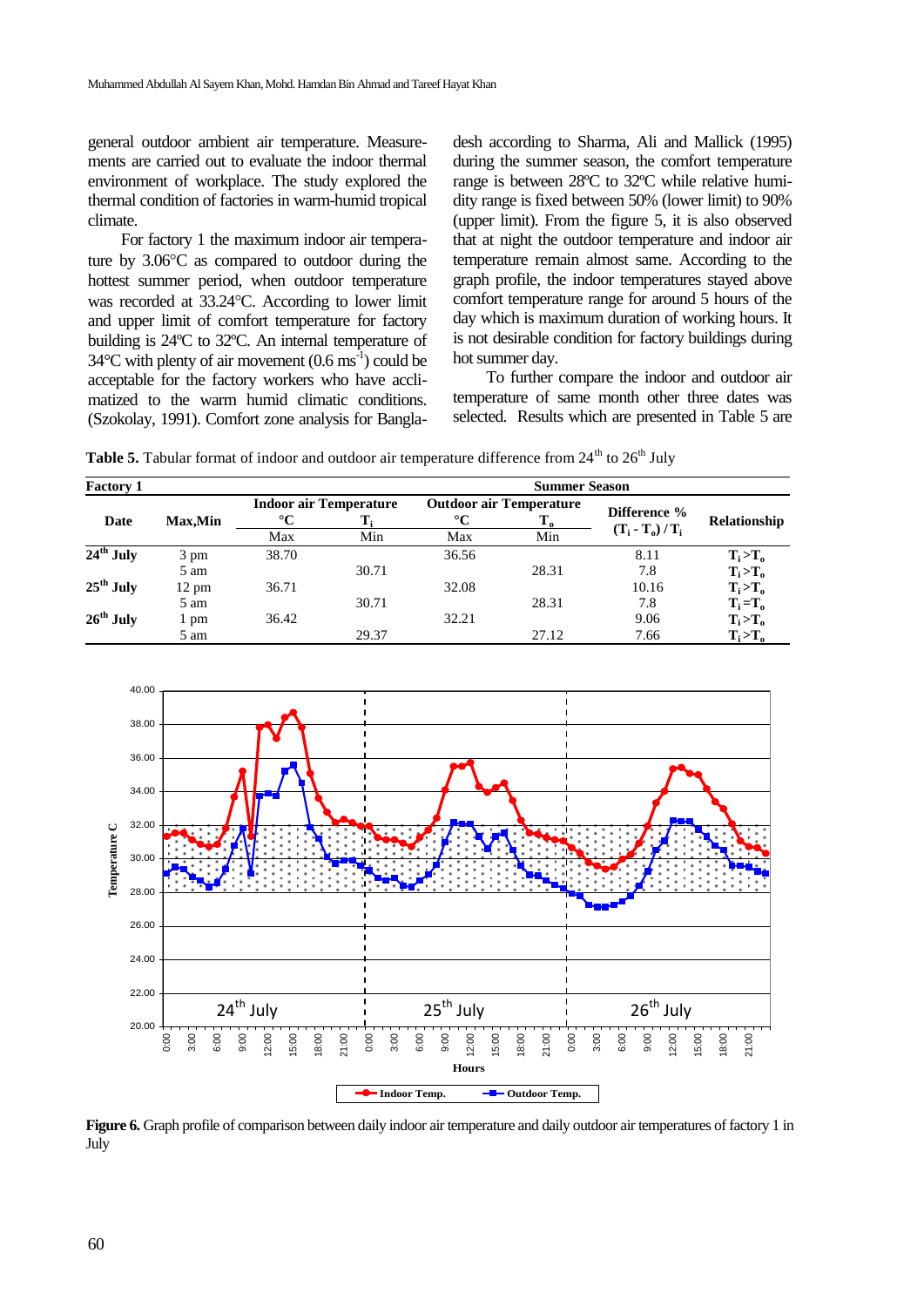general outdoor ambient air temperature. Measurements are carried out to evaluate the indoor thermal environment of workplace. The study explored the thermal condition of factories in warm-humid tropical climate.

For factory 1 the maximum indoor air temperature by 3.06°C as compared to outdoor during the hottest summer period, when outdoor temperature was recorded at 33.24°C. According to lower limit and upper limit of comfort temperature for factory building is 24ºC to 32ºC. An internal temperature of 34°C with plenty of air movement (0.6 $ms^{-1}$) could be acceptable for the factory workers who have acclimatized to the warm humid climatic conditions. (Szokolay, 1991). Comfort zone analysis for Bangladesh according to Sharma, Ali and Mallick (1995) during the summer season, the comfort temperature range is between 28ºC to 32ºC while relative humidity range is fixed between 50% (lower limit) to 90% (upper limit). From the figure 5, it is also observed that at night the outdoor temperature and indoor air temperature remain almost same. According to the graph profile, the indoor temperatures stayed above comfort temperature range for around 5 hours of the day which is maximum duration of working hours. It is not desirable condition for factory buildings during hot summer day.

To further compare the indoor and outdoor air temperature of same month other three dates was selected. Results which are presented in Table 5 are

**Table 5.** Tabular format of indoor and outdoor air temperature difference from 24th to 26th July

| Factory 1 | | Summer Season | | | | | |
|---|---|---|---|---|---|---|---|
| Date | Max,Min | Indoor air Temperature °C $T_i$ | | Outdoor air Temperature °C $T_o$ | | Difference % $(T_i - T_o) / T_i$ | Relationship |
| | | Max | Min | Max | Min | | |
| 24th July | 3 pm | 38.70 | | 36.56 | | 8.11 | $T_i > T_o$ |
| | 5 am | | 30.71 | | 28.31 | 7.8 | $T_i > T_o$ |
| 25th July | 12 pm | 36.71 | | 32.08 | | 10.16 | $T_i > T_o$ |
| | 5 am | | 30.71 | | 28.31 | 7.8 | $T_i = T_o$ |
| 26th July | 1 pm | 36.42 | | 32.21 | | 9.06 | $T_i > T_o$ |
| | 5 am | | 29.37 | | 27.12 | 7.66 | $T_i > T_o$ |

**Figure 6.** Graph profile of comparison between daily indoor air temperature and daily outdoor air temperatures of factory 1 in July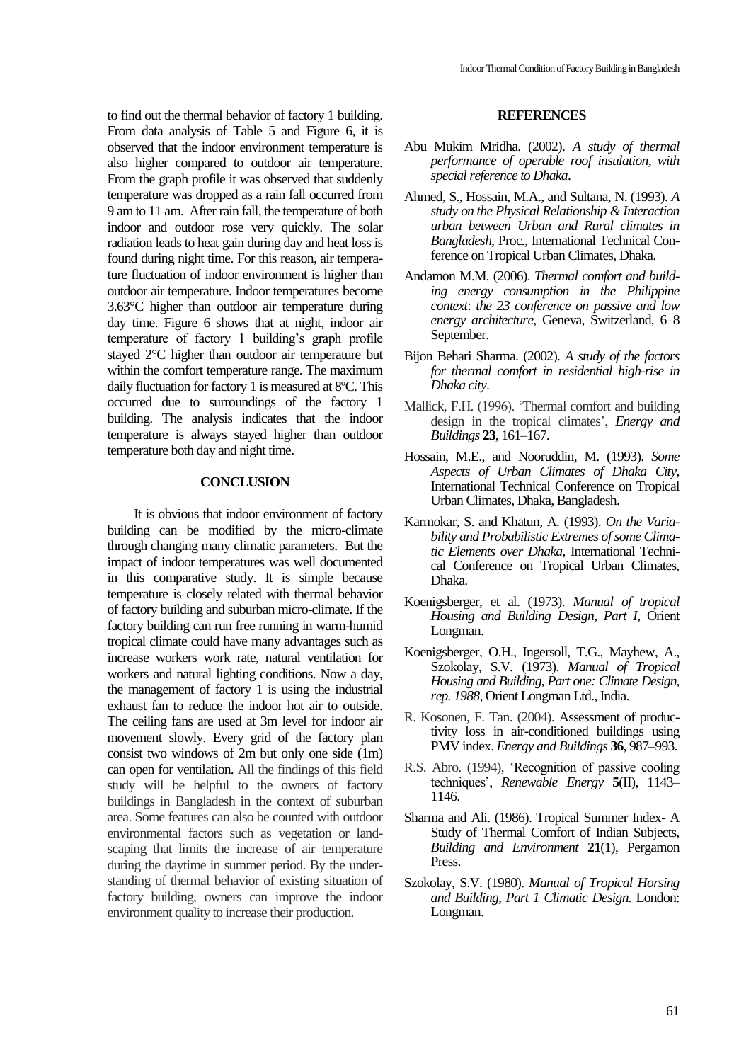to find out the thermal behavior of factory 1 building. From data analysis of Table 5 and Figure 6, it is observed that the indoor environment temperature is also higher compared to outdoor air temperature. From the graph profile it was observed that suddenly temperature was dropped as a rain fall occurred from 9 am to 11 am. After rain fall, the temperature of both indoor and outdoor rose very quickly. The solar radiation leads to heat gain during day and heat loss is found during night time. For this reason, air temperature fluctuation of indoor environment is higher than outdoor air temperature. Indoor temperatures become 3.63°C higher than outdoor air temperature during day time. Figure 6 shows that at night, indoor air temperature of factory 1 building's graph profile stayed 2°C higher than outdoor air temperature but within the comfort temperature range. The maximum daily fluctuation for factory 1 is measured at 8ºC. This occurred due to surroundings of the factory 1 building. The analysis indicates that the indoor temperature is always stayed higher than outdoor temperature both day and night time.

## CONCLUSION

It is obvious that indoor environment of factory building can be modified by the micro-climate through changing many climatic parameters. But the impact of indoor temperatures was well documented in this comparative study. It is simple because temperature is closely related with thermal behavior of factory building and suburban micro-climate. If the factory building can run free running in warm-humid tropical climate could have many advantages such as increase workers work rate, natural ventilation for workers and natural lighting conditions. Now a day, the management of factory 1 is using the industrial exhaust fan to reduce the indoor hot air to outside. The ceiling fans are used at 3m level for indoor air movement slowly. Every grid of the factory plan consist two windows of 2m but only one side (1m) can open for ventilation. All the findings of this field study will be helpful to the owners of factory buildings in Bangladesh in the context of suburban area. Some features can also be counted with outdoor environmental factors such as vegetation or landscaping that limits the increase of air temperature during the daytime in summer period. By the understanding of thermal behavior of existing situation of factory building, owners can improve the indoor environment quality to increase their production.

## REFERENCES

Abu Mukim Mridha. (2002). *A study of thermal performance of operable roof insulation, with special reference to Dhaka*.

Ahmed, S., Hossain, M.A., and Sultana, N. (1993). *A study on the Physical Relationship & Interaction urban between Urban and Rural climates in Bangladesh*, Proc., International Technical Conference on Tropical Urban Climates, Dhaka.

Andamon M.M. (2006). *Thermal comfort and building energy consumption in the Philippine context*: *the 23 conference on passive and low energy architecture*, Geneva, Switzerland, 6–8 September.

Bijon Behari Sharma. (2002). *A study of the factors for thermal comfort in residential high-rise in Dhaka city*.

Mallick, F.H. (1996). 'Thermal comfort and building design in the tropical climates', *Energy and Buildings* **23**, 161–167.

Hossain, M.E., and Nooruddin, M. (1993). *Some Aspects of Urban Climates of Dhaka City*, International Technical Conference on Tropical Urban Climates, Dhaka, Bangladesh.

Karmokar, S. and Khatun, A. (1993). *On the Variability and Probabilistic Extremes of some Climatic Elements over Dhaka*, International Technical Conference on Tropical Urban Climates, Dhaka.

Koenigsberger, et al. (1973). *Manual of tropical Housing and Building Design, Part I*, Orient Longman.

Koenigsberger, O.H., Ingersoll, T.G., Mayhew, A., Szokolay, S.V. (1973). *Manual of Tropical Housing and Building, Part one: Climate Design, rep. 1988*, Orient Longman Ltd., India.

R. Kosonen, F. Tan. (2004). Assessment of productivity loss in air-conditioned buildings using PMV index. *Energy and Buildings* **36**, 987–993.

R.S. Abro. (1994), 'Recognition of passive cooling techniques', *Renewable Energy* **5**(II), 1143–1146.

Sharma and Ali. (1986). Tropical Summer Index- A Study of Thermal Comfort of Indian Subjects, *Building and Environment* **21**(1), Pergamon Press.

Szokolay, S.V. (1980). *Manual of Tropical Horsing and Building, Part 1 Climatic Design.* London: Longman.